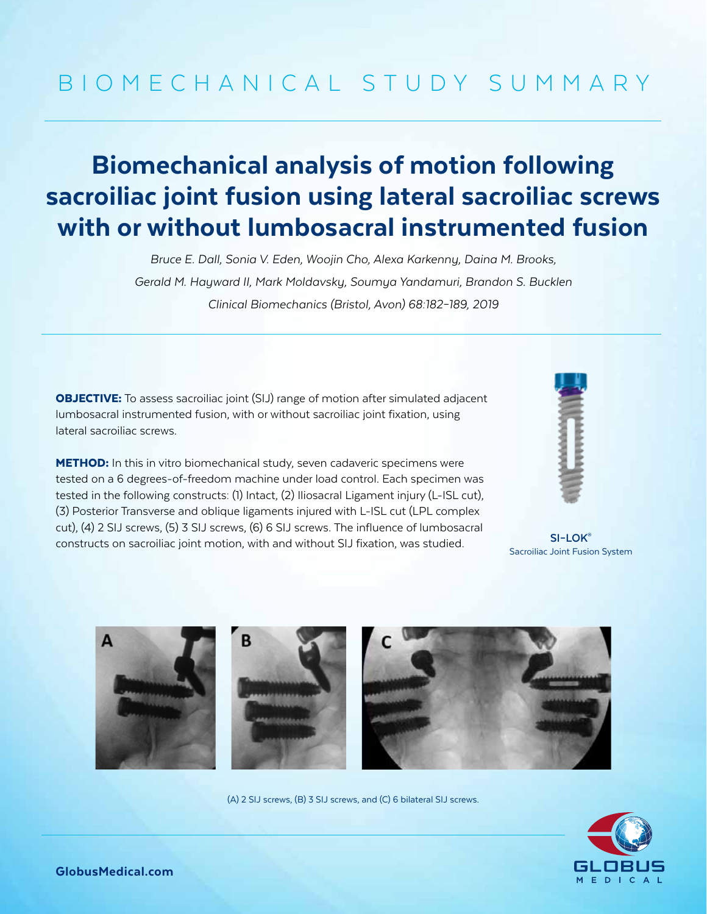BIOMECHANICAL STUDY SUMMARY

# Biomechanical analysis of motion following sacroiliac joint fusion using lateral sacroiliac screws with or without lumbosacral instrumented fusion

*Bruce E. Dall, Sonia V. Eden, Woojin Cho, Alexa Karkenny, Daina M. Brooks, Gerald M. Hayward II, Mark Moldavsky, Soumya Yandamuri, Brandon S. Bucklen*

*Clinical Biomechanics (Bristol, Avon) 68:182–189, 2019*

**OBJECTIVE:** To assess sacroiliac joint (SIJ) range of motion after simulated adjacent lumbosacral instrumented fusion, with or without sacroiliac joint fixation, using lateral sacroiliac screws.

**METHOD:** In this in vitro biomechanical study, seven cadaveric specimens were tested on a 6 degrees-of-freedom machine under load control. Each specimen was tested in the following constructs: (1) Intact, (2) Iliosacral Ligament injury (L-ISL cut), (3) Posterior Transverse and oblique ligaments injured with L-ISL cut (LPL complex cut), (4) 2 SIJ screws, (5) 3 SIJ screws, (6) 6 SIJ screws. The influence of lumbosacral constructs on sacroiliac joint motion, with and without SIJ fixation, was studied.

**SI-LOK®**
Sacroiliac Joint Fusion System

(A) 2 SIJ screws, (B) 3 SIJ screws, and (C) 6 bilateral SIJ screws.

GlobusMedical.com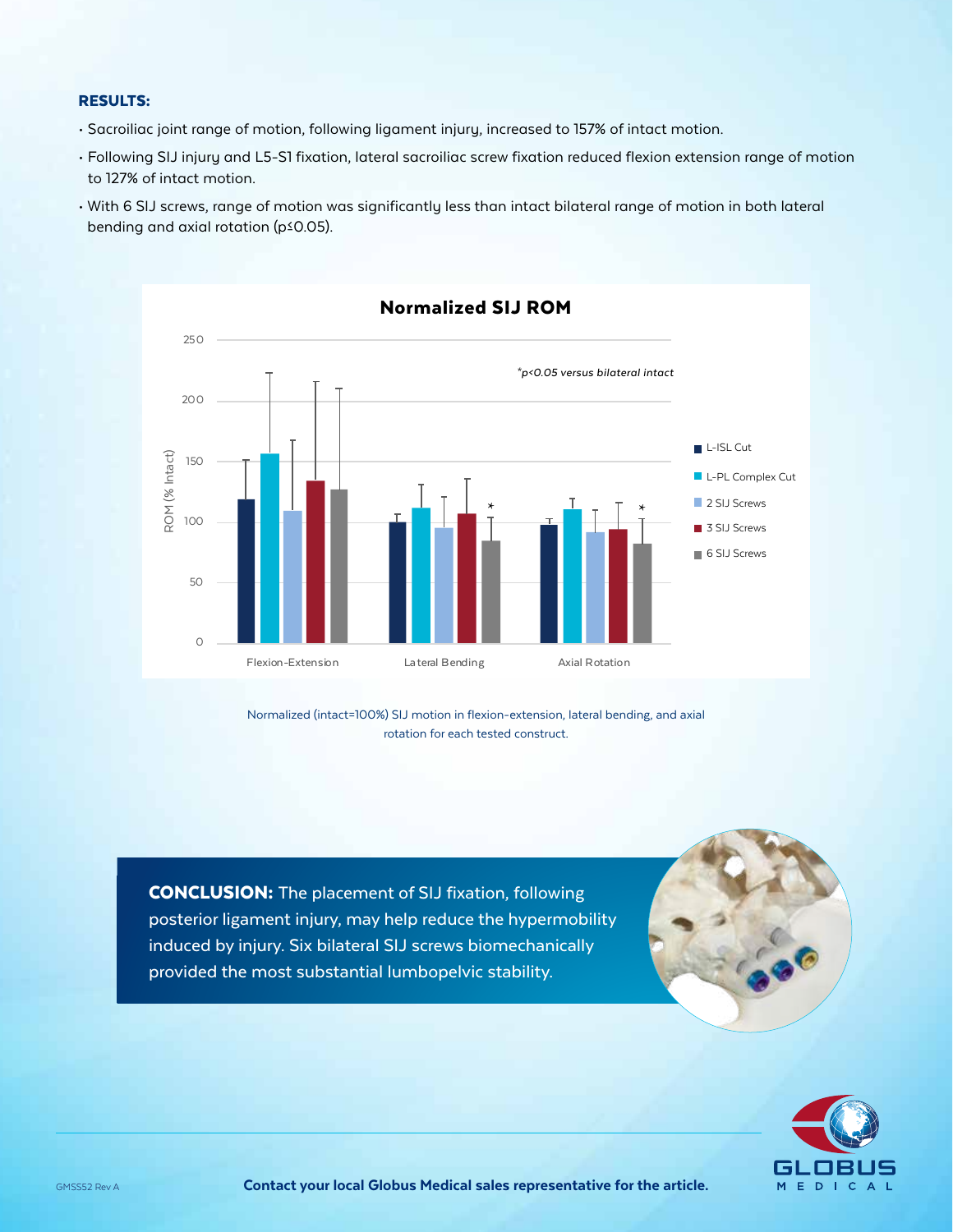**RESULTS:**

- Sacroiliac joint range of motion, following ligament injury, increased to 157% of intact motion.
- Following SIJ injury and L5-S1 fixation, lateral sacroiliac screw fixation reduced flexion extension range of motion to 127% of intact motion.
- With 6 SIJ screws, range of motion was significantly less than intact bilateral range of motion in both lateral bending and axial rotation ($p \leq 0.05$).

**Normalized SIJ ROM**

*p<0.05 versus bilateral intact

ROM (% Intact)

0
50
100
150
200
250

Flexion-Extension
Lateral Bending
Axial Rotation

L-ISL Cut
L-PL Complex Cut
2 SIJ Screws
3 SIJ Screws
6 SIJ Screws

Normalized (intact=100%) SIJ motion in flexion-extension, lateral bending, and axial rotation for each tested construct.

**CONCLUSION:** The placement of SIJ fixation, following posterior ligament injury, may help reduce the hypermobility induced by injury. Six bilateral SIJ screws biomechanically provided the most substantial lumbopelvic stability.

GMSS52 Rev A

**Contact your local Globus Medical sales representative for the article.**

GLOBUS MEDICAL